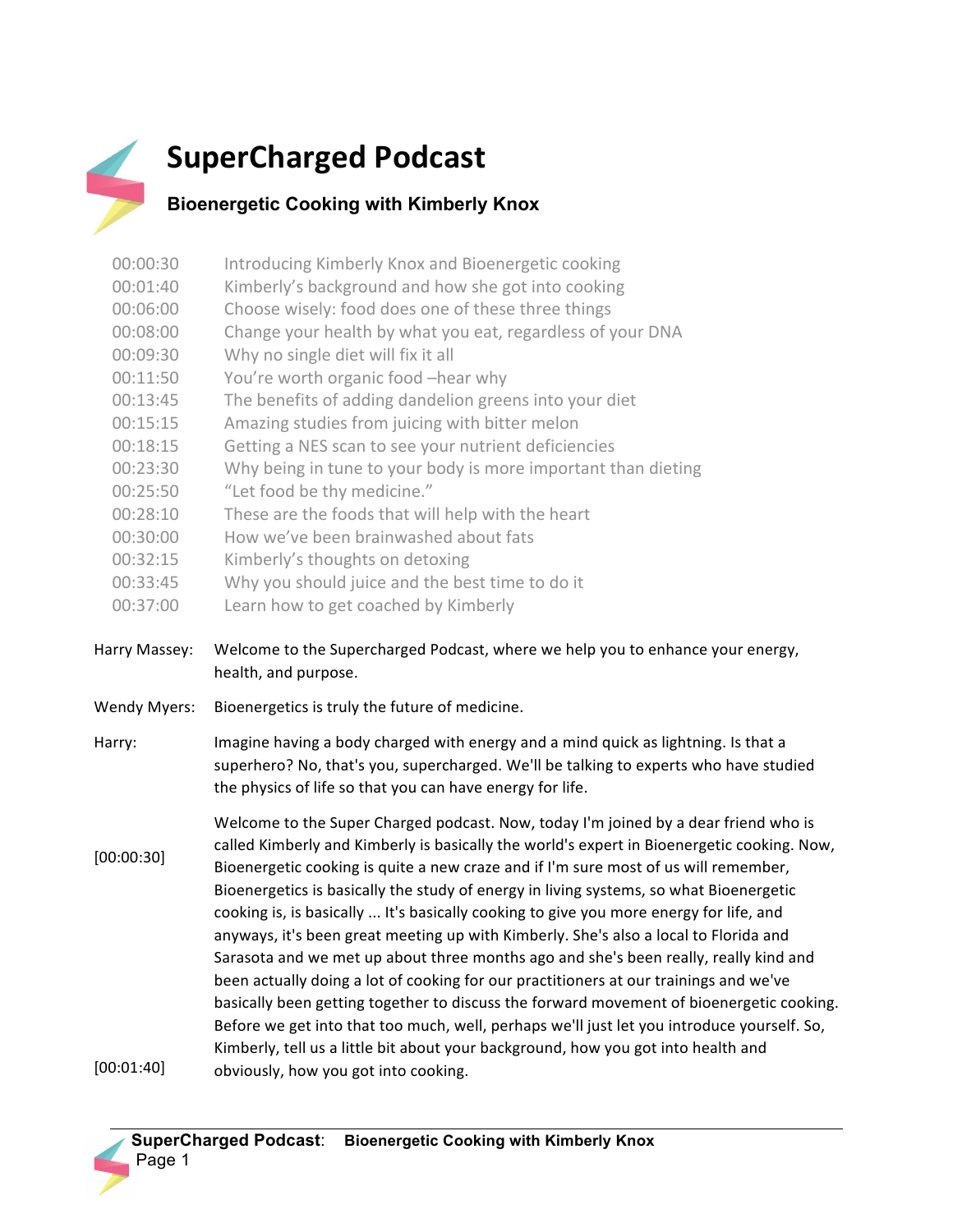# SuperCharged Podcast

## Bioenergetic Cooking with Kimberly Knox

| | |
|---|---|
| 00:00:30 | Introducing Kimberly Knox and Bioenergetic cooking |
| 00:01:40 | Kimberly's background and how she got into cooking |
| 00:06:00 | Choose wisely: food does one of these three things |
| 00:08:00 | Change your health by what you eat, regardless of your DNA |
| 00:09:30 | Why no single diet will fix it all |
| 00:11:50 | You're worth organic food –hear why |
| 00:13:45 | The benefits of adding dandelion greens into your diet |
| 00:15:15 | Amazing studies from juicing with bitter melon |
| 00:18:15 | Getting a NES scan to see your nutrient deficiencies |
| 00:23:30 | Why being in tune to your body is more important than dieting |
| 00:25:50 | "Let food be thy medicine." |
| 00:28:10 | These are the foods that will help with the heart |
| 00:30:00 | How we've been brainwashed about fats |
| 00:32:15 | Kimberly's thoughts on detoxing |
| 00:33:45 | Why you should juice and the best time to do it |
| 00:37:00 | Learn how to get coached by Kimberly |

Harry Massey: Welcome to the Supercharged Podcast, where we help you to enhance your energy, health, and purpose.

Wendy Myers: Bioenergetics is truly the future of medicine.

Harry: Imagine having a body charged with energy and a mind quick as lightning. Is that a superhero? No, that's you, supercharged. We'll be talking to experts who have studied the physics of life so that you can have energy for life.

[00:00:30] Welcome to the Super Charged podcast. Now, today I'm joined by a dear friend who is called Kimberly and Kimberly is basically the world's expert in Bioenergetic cooking. Now, Bioenergetic cooking is quite a new craze and if I'm sure most of us will remember, Bioenergetics is basically the study of energy in living systems, so what Bioenergetic cooking is, is basically ... It's basically cooking to give you more energy for life, and anyways, it's been great meeting up with Kimberly. She's also a local to Florida and Sarasota and we met up about three months ago and she's been really, really kind and been actually doing a lot of cooking for our practitioners at our trainings and we've basically been getting together to discuss the forward movement of bioenergetic cooking. Before we get into that too much, well, perhaps we'll just let you introduce yourself. So, Kimberly, tell us a little bit about your background, how you got into health and

[00:01:40] obviously, how you got into cooking.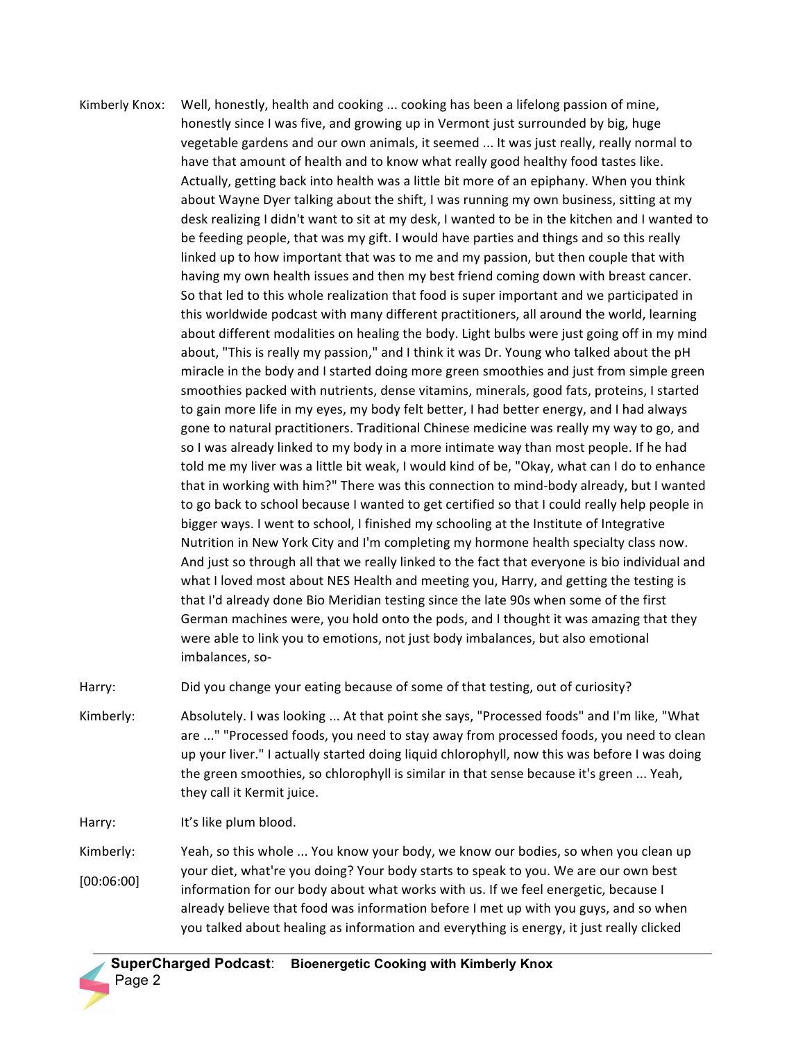Kimberly Knox: Well, honestly, health and cooking ... cooking has been a lifelong passion of mine, honestly since I was five, and growing up in Vermont just surrounded by big, huge vegetable gardens and our own animals, it seemed ... It was just really, really normal to have that amount of health and to know what really good healthy food tastes like. Actually, getting back into health was a little bit more of an epiphany. When you think about Wayne Dyer talking about the shift, I was running my own business, sitting at my desk realizing I didn't want to sit at my desk, I wanted to be in the kitchen and I wanted to be feeding people, that was my gift. I would have parties and things and so this really linked up to how important that was to me and my passion, but then couple that with having my own health issues and then my best friend coming down with breast cancer. So that led to this whole realization that food is super important and we participated in this worldwide podcast with many different practitioners, all around the world, learning about different modalities on healing the body. Light bulbs were just going off in my mind about, "This is really my passion," and I think it was Dr. Young who talked about the pH miracle in the body and I started doing more green smoothies and just from simple green smoothies packed with nutrients, dense vitamins, minerals, good fats, proteins, I started to gain more life in my eyes, my body felt better, I had better energy, and I had always gone to natural practitioners. Traditional Chinese medicine was really my way to go, and so I was already linked to my body in a more intimate way than most people. If he had told me my liver was a little bit weak, I would kind of be, "Okay, what can I do to enhance that in working with him?" There was this connection to mind-body already, but I wanted to go back to school because I wanted to get certified so that I could really help people in bigger ways. I went to school, I finished my schooling at the Institute of Integrative Nutrition in New York City and I'm completing my hormone health specialty class now. And just so through all that we really linked to the fact that everyone is bio individual and what I loved most about NES Health and meeting you, Harry, and getting the testing is that I'd already done Bio Meridian testing since the late 90s when some of the first German machines were, you hold onto the pods, and I thought it was amazing that they were able to link you to emotions, not just body imbalances, but also emotional imbalances, so-

Harry: Did you change your eating because of some of that testing, out of curiosity?

Kimberly: Absolutely. I was looking ... At that point she says, "Processed foods" and I'm like, "What are ..." "Processed foods, you need to stay away from processed foods, you need to clean up your liver." I actually started doing liquid chlorophyll, now this was before I was doing the green smoothies, so chlorophyll is similar in that sense because it's green ... Yeah, they call it Kermit juice.

Harry: It's like plum blood.

Kimberly: [00:06:00] Yeah, so this whole ... You know your body, we know our bodies, so when you clean up your diet, what're you doing? Your body starts to speak to you. We are our own best information for our body about what works with us. If we feel energetic, because I already believe that food was information before I met up with you guys, and so when you talked about healing as information and everything is energy, it just really clicked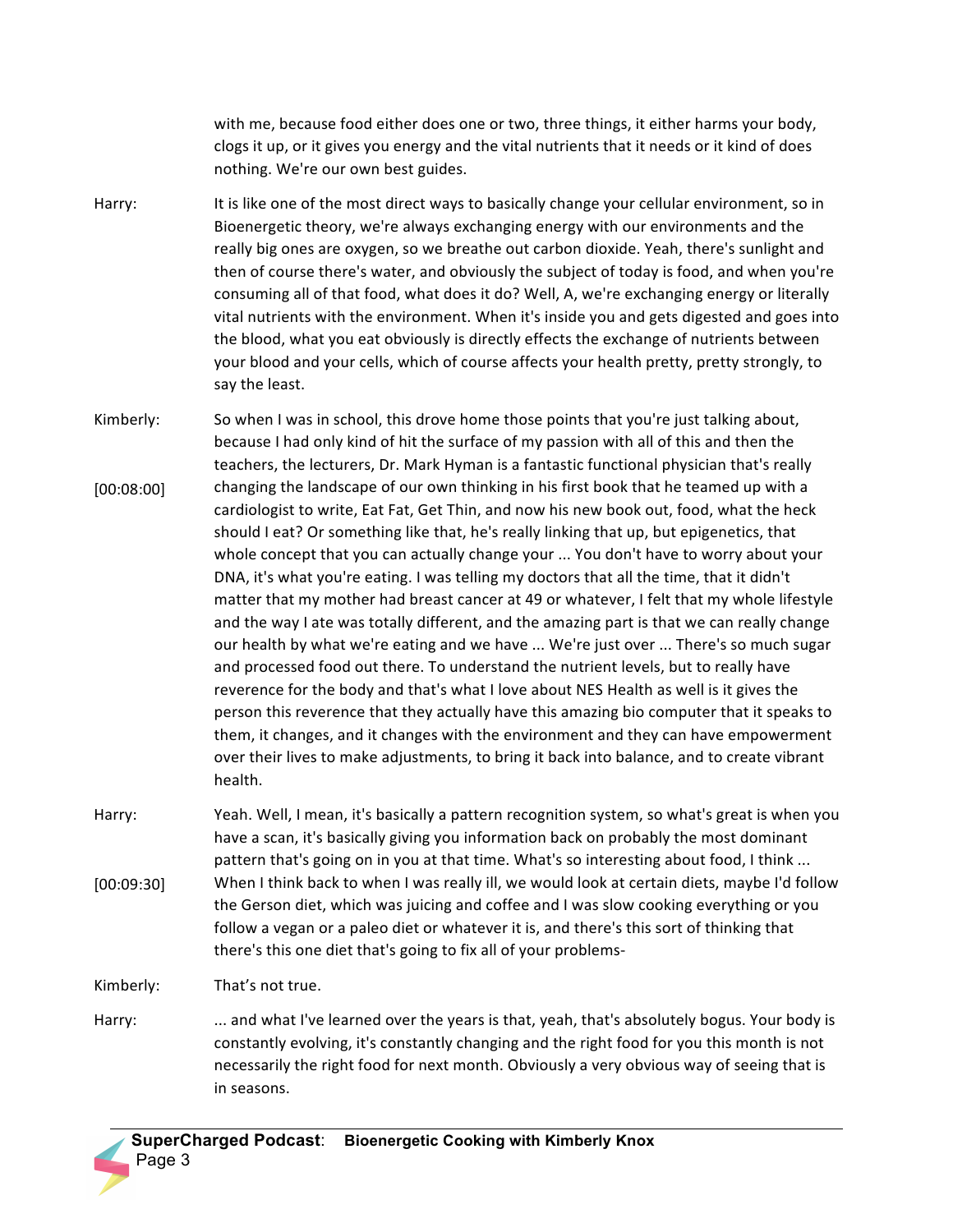with me, because food either does one or two, three things, it either harms your body, clogs it up, or it gives you energy and the vital nutrients that it needs or it kind of does nothing. We're our own best guides.

Harry: It is like one of the most direct ways to basically change your cellular environment, so in Bioenergetic theory, we're always exchanging energy with our environments and the really big ones are oxygen, so we breathe out carbon dioxide. Yeah, there's sunlight and then of course there's water, and obviously the subject of today is food, and when you're consuming all of that food, what does it do? Well, A, we're exchanging energy or literally vital nutrients with the environment. When it's inside you and gets digested and goes into the blood, what you eat obviously is directly effects the exchange of nutrients between your blood and your cells, which of course affects your health pretty, pretty strongly, to say the least.

Kimberly: So when I was in school, this drove home those points that you're just talking about, because I had only kind of hit the surface of my passion with all of this and then the teachers, the lecturers, Dr. Mark Hyman is a fantastic functional physician that's really changing the landscape of our own thinking in his first book that he teamed up with a cardiologist to write, Eat Fat, Get Thin, and now his new book out, food, what the heck should I eat? Or something like that, he's really linking that up, but epigenetics, that whole concept that you can actually change your ... You don't have to worry about your DNA, it's what you're eating. I was telling my doctors that all the time, that it didn't matter that my mother had breast cancer at 49 or whatever, I felt that my whole lifestyle and the way I ate was totally different, and the amazing part is that we can really change our health by what we're eating and we have ... We're just over ... There's so much sugar and processed food out there. To understand the nutrient levels, but to really have reverence for the body and that's what I love about NES Health as well is it gives the person this reverence that they actually have this amazing bio computer that it speaks to them, it changes, and it changes with the environment and they can have empowerment over their lives to make adjustments, to bring it back into balance, and to create vibrant health.

[00:08:00]

Harry: Yeah. Well, I mean, it's basically a pattern recognition system, so what's great is when you have a scan, it's basically giving you information back on probably the most dominant pattern that's going on in you at that time. What's so interesting about food, I think ... When I think back to when I was really ill, we would look at certain diets, maybe I'd follow the Gerson diet, which was juicing and coffee and I was slow cooking everything or you follow a vegan or a paleo diet or whatever it is, and there's this sort of thinking that there's this one diet that's going to fix all of your problems-

[00:09:30]

Kimberly: That's not true.

Harry: ... and what I've learned over the years is that, yeah, that's absolutely bogus. Your body is constantly evolving, it's constantly changing and the right food for you this month is not necessarily the right food for next month. Obviously a very obvious way of seeing that is in seasons.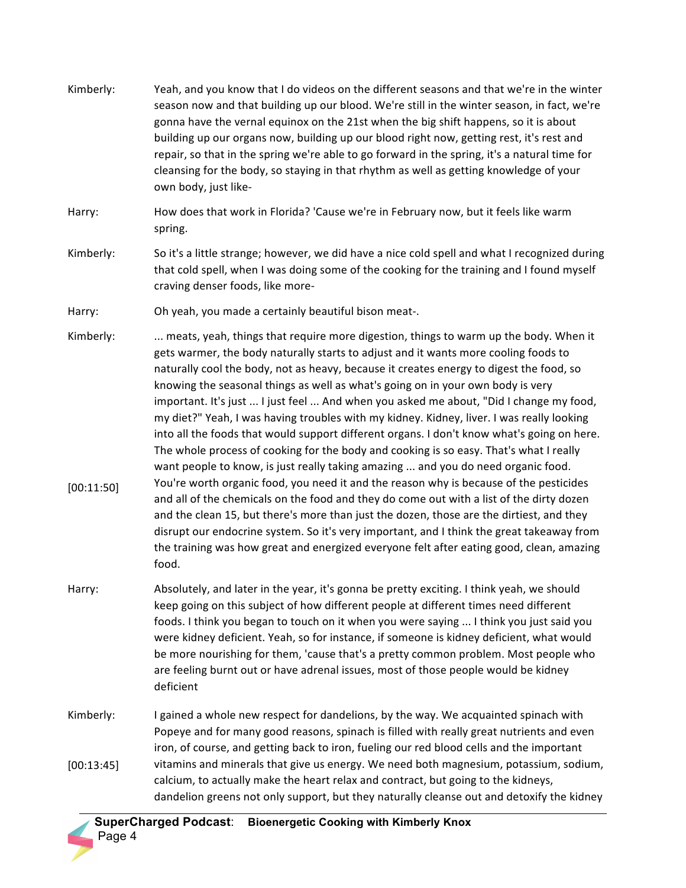**Kimberly:** Yeah, and you know that I do videos on the different seasons and that we're in the winter season now and that building up our blood. We're still in the winter season, in fact, we're gonna have the vernal equinox on the 21st when the big shift happens, so it is about building up our organs now, building up our blood right now, getting rest, it's rest and repair, so that in the spring we're able to go forward in the spring, it's a natural time for cleansing for the body, so staying in that rhythm as well as getting knowledge of your own body, just like-

**Harry:** How does that work in Florida? 'Cause we're in February now, but it feels like warm spring.

**Kimberly:** So it's a little strange; however, we did have a nice cold spell and what I recognized during that cold spell, when I was doing some of the cooking for the training and I found myself craving denser foods, like more-

**Harry:** Oh yeah, you made a certainly beautiful bison meat-.

**Kimberly:** ... meats, yeah, things that require more digestion, things to warm up the body. When it gets warmer, the body naturally starts to adjust and it wants more cooling foods to naturally cool the body, not as heavy, because it creates energy to digest the food, so knowing the seasonal things as well as what's going on in your own body is very important. It's just ... I just feel ... And when you asked me about, "Did I change my food, my diet?" Yeah, I was having troubles with my kidney. Kidney, liver. I was really looking into all the foods that would support different organs. I don't know what's going on here. The whole process of cooking for the body and cooking is so easy. That's what I really want people to know, is just really taking amazing ... and you do need organic food. You're worth organic food, you need it and the reason why is because of the pesticides and all of the chemicals on the food and they do come out with a list of the dirty dozen and the clean 15, but there's more than just the dozen, those are the dirtiest, and they disrupt our endocrine system. So it's very important, and I think the great takeaway from the training was how great and energized everyone felt after eating good, clean, amazing food.

[00:11:50]

**Harry:** Absolutely, and later in the year, it's gonna be pretty exciting. I think yeah, we should keep going on this subject of how different people at different times need different foods. I think you began to touch on it when you were saying ... I think you just said you were kidney deficient. Yeah, so for instance, if someone is kidney deficient, what would be more nourishing for them, 'cause that's a pretty common problem. Most people who are feeling burnt out or have adrenal issues, most of those people would be kidney deficient

**Kimberly:** I gained a whole new respect for dandelions, by the way. We acquainted spinach with Popeye and for many good reasons, spinach is filled with really great nutrients and even iron, of course, and getting back to iron, fueling our red blood cells and the important vitamins and minerals that give us energy. We need both magnesium, potassium, sodium, calcium, to actually make the heart relax and contract, but going to the kidneys, dandelion greens not only support, but they naturally cleanse out and detoxify the kidney

[00:13:45]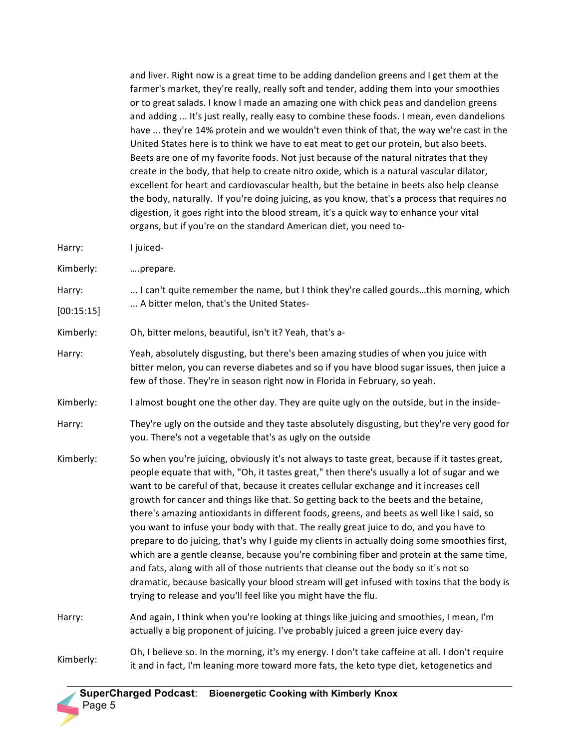and liver. Right now is a great time to be adding dandelion greens and I get them at the farmer's market, they're really, really soft and tender, adding them into your smoothies or to great salads. I know I made an amazing one with chick peas and dandelion greens and adding ... It's just really, really easy to combine these foods. I mean, even dandelions have ... they're 14% protein and we wouldn't even think of that, the way we're cast in the United States here is to think we have to eat meat to get our protein, but also beets. Beets are one of my favorite foods. Not just because of the natural nitrates that they create in the body, that help to create nitro oxide, which is a natural vascular dilator, excellent for heart and cardiovascular health, but the betaine in beets also help cleanse the body, naturally. If you're doing juicing, as you know, that's a process that requires no digestion, it goes right into the blood stream, it's a quick way to enhance your vital organs, but if you're on the standard American diet, you need to-

Harry: I juiced-

Kimberly: ….prepare.

Harry: ... I can't quite remember the name, but I think they're called gourds…this morning, which ... A bitter melon, that's the United States-

[00:15:15]

Kimberly: Oh, bitter melons, beautiful, isn't it? Yeah, that's a-

Harry: Yeah, absolutely disgusting, but there's been amazing studies of when you juice with bitter melon, you can reverse diabetes and so if you have blood sugar issues, then juice a few of those. They're in season right now in Florida in February, so yeah.

Kimberly: I almost bought one the other day. They are quite ugly on the outside, but in the inside-

Harry: They're ugly on the outside and they taste absolutely disgusting, but they're very good for you. There's not a vegetable that's as ugly on the outside

Kimberly: So when you're juicing, obviously it's not always to taste great, because if it tastes great, people equate that with, "Oh, it tastes great," then there's usually a lot of sugar and we want to be careful of that, because it creates cellular exchange and it increases cell growth for cancer and things like that. So getting back to the beets and the betaine, there's amazing antioxidants in different foods, greens, and beets as well like I said, so you want to infuse your body with that. The really great juice to do, and you have to prepare to do juicing, that's why I guide my clients in actually doing some smoothies first, which are a gentle cleanse, because you're combining fiber and protein at the same time, and fats, along with all of those nutrients that cleanse out the body so it's not so dramatic, because basically your blood stream will get infused with toxins that the body is trying to release and you'll feel like you might have the flu.

Harry: And again, I think when you're looking at things like juicing and smoothies, I mean, I'm actually a big proponent of juicing. I've probably juiced a green juice every day-

Kimberly: Oh, I believe so. In the morning, it's my energy. I don't take caffeine at all. I don't require it and in fact, I'm leaning more toward more fats, the keto type diet, ketogenetics and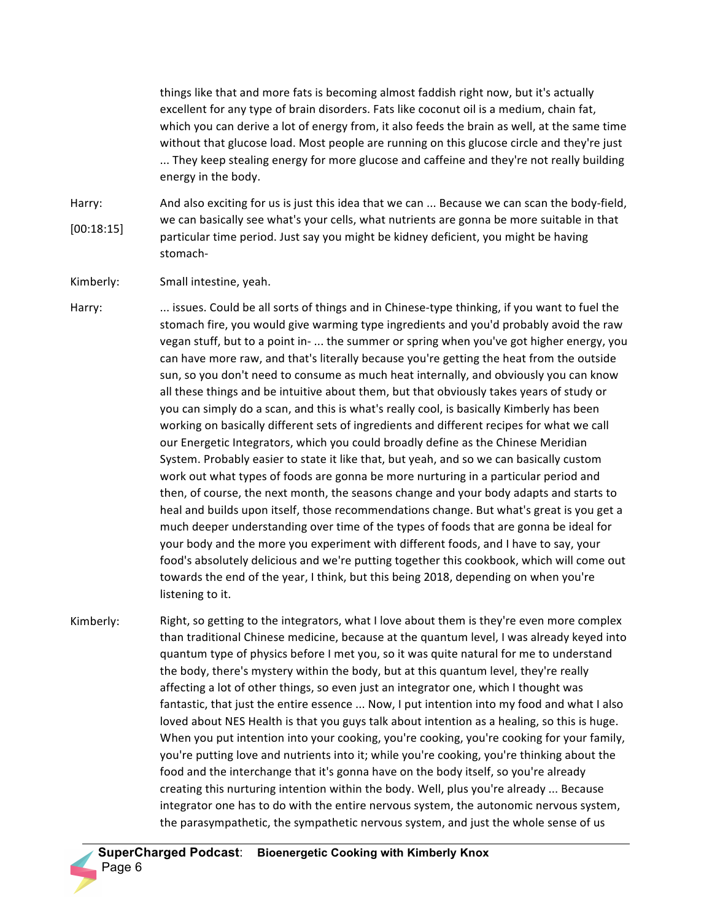things like that and more fats is becoming almost faddish right now, but it's actually excellent for any type of brain disorders. Fats like coconut oil is a medium, chain fat, which you can derive a lot of energy from, it also feeds the brain as well, at the same time without that glucose load. Most people are running on this glucose circle and they're just ... They keep stealing energy for more glucose and caffeine and they're not really building energy in the body.

Harry: [00:18:15] And also exciting for us is just this idea that we can ... Because we can scan the body-field, we can basically see what's your cells, what nutrients are gonna be more suitable in that particular time period. Just say you might be kidney deficient, you might be having stomach-

Kimberly: Small intestine, yeah.

Harry: ... issues. Could be all sorts of things and in Chinese-type thinking, if you want to fuel the stomach fire, you would give warming type ingredients and you'd probably avoid the raw vegan stuff, but to a point in- ... the summer or spring when you've got higher energy, you can have more raw, and that's literally because you're getting the heat from the outside sun, so you don't need to consume as much heat internally, and obviously you can know all these things and be intuitive about them, but that obviously takes years of study or you can simply do a scan, and this is what's really cool, is basically Kimberly has been working on basically different sets of ingredients and different recipes for what we call our Energetic Integrators, which you could broadly define as the Chinese Meridian System. Probably easier to state it like that, but yeah, and so we can basically custom work out what types of foods are gonna be more nurturing in a particular period and then, of course, the next month, the seasons change and your body adapts and starts to heal and builds upon itself, those recommendations change. But what's great is you get a much deeper understanding over time of the types of foods that are gonna be ideal for your body and the more you experiment with different foods, and I have to say, your food's absolutely delicious and we're putting together this cookbook, which will come out towards the end of the year, I think, but this being 2018, depending on when you're listening to it.

Kimberly: Right, so getting to the integrators, what I love about them is they're even more complex than traditional Chinese medicine, because at the quantum level, I was already keyed into quantum type of physics before I met you, so it was quite natural for me to understand the body, there's mystery within the body, but at this quantum level, they're really affecting a lot of other things, so even just an integrator one, which I thought was fantastic, that just the entire essence ... Now, I put intention into my food and what I also loved about NES Health is that you guys talk about intention as a healing, so this is huge. When you put intention into your cooking, you're cooking, you're cooking for your family, you're putting love and nutrients into it; while you're cooking, you're thinking about the food and the interchange that it's gonna have on the body itself, so you're already creating this nurturing intention within the body. Well, plus you're already ... Because integrator one has to do with the entire nervous system, the autonomic nervous system, the parasympathetic, the sympathetic nervous system, and just the whole sense of us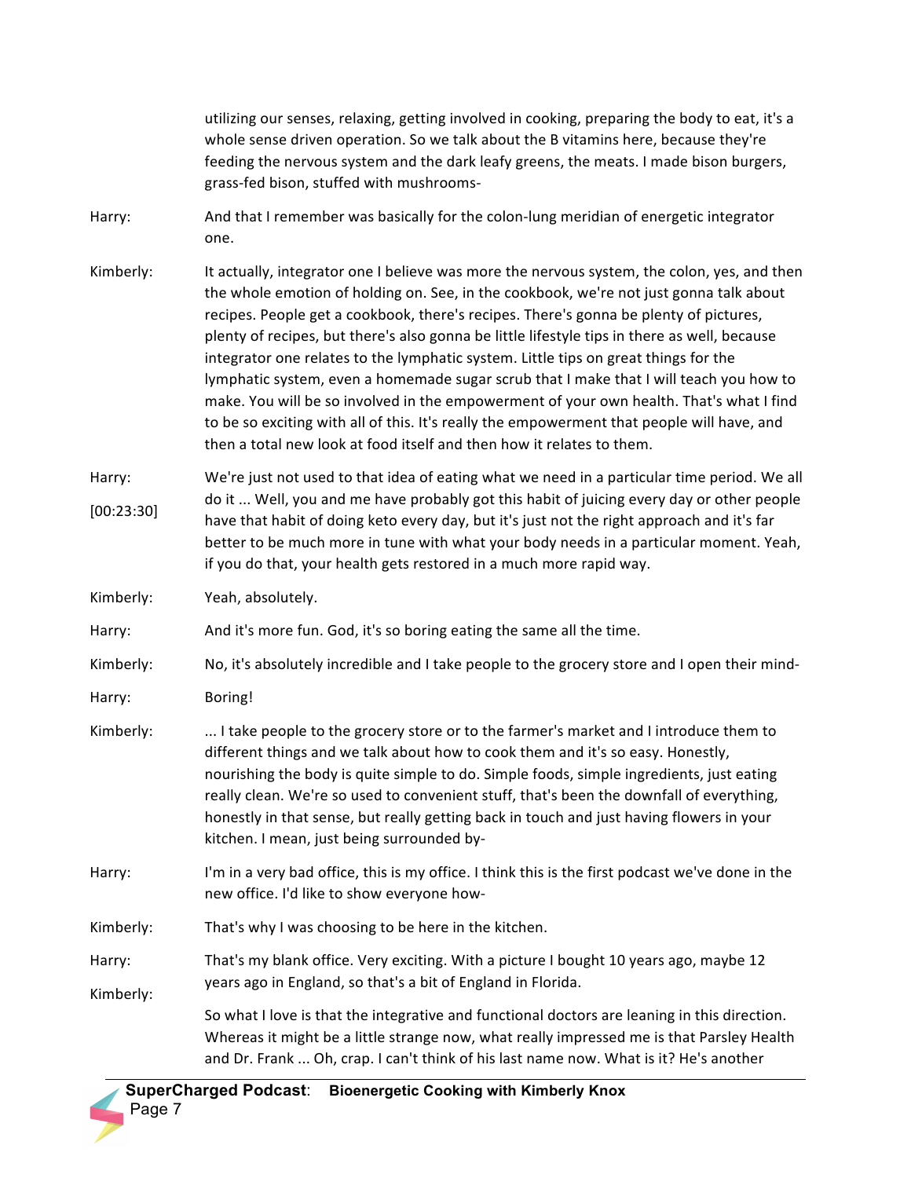utilizing our senses, relaxing, getting involved in cooking, preparing the body to eat, it's a whole sense driven operation. So we talk about the B vitamins here, because they're feeding the nervous system and the dark leafy greens, the meats. I made bison burgers, grass-fed bison, stuffed with mushrooms-

**Harry:** And that I remember was basically for the colon-lung meridian of energetic integrator one.

**Kimberly:** It actually, integrator one I believe was more the nervous system, the colon, yes, and then the whole emotion of holding on. See, in the cookbook, we're not just gonna talk about recipes. People get a cookbook, there's recipes. There's gonna be plenty of pictures, plenty of recipes, but there's also gonna be little lifestyle tips in there as well, because integrator one relates to the lymphatic system. Little tips on great things for the lymphatic system, even a homemade sugar scrub that I make that I will teach you how to make. You will be so involved in the empowerment of your own health. That's what I find to be so exciting with all of this. It's really the empowerment that people will have, and then a total new look at food itself and then how it relates to them.

**Harry:** [00:23:30] We're just not used to that idea of eating what we need in a particular time period. We all do it ... Well, you and me have probably got this habit of juicing every day or other people have that habit of doing keto every day, but it's just not the right approach and it's far better to be much more in tune with what your body needs in a particular moment. Yeah, if you do that, your health gets restored in a much more rapid way.

**Kimberly:** Yeah, absolutely.

**Harry:** And it's more fun. God, it's so boring eating the same all the time.

**Kimberly:** No, it's absolutely incredible and I take people to the grocery store and I open their mind-

**Harry:** Boring!

**Kimberly:** ... I take people to the grocery store or to the farmer's market and I introduce them to different things and we talk about how to cook them and it's so easy. Honestly, nourishing the body is quite simple to do. Simple foods, simple ingredients, just eating really clean. We're so used to convenient stuff, that's been the downfall of everything, honestly in that sense, but really getting back in touch and just having flowers in your kitchen. I mean, just being surrounded by-

**Harry:** I'm in a very bad office, this is my office. I think this is the first podcast we've done in the new office. I'd like to show everyone how-

**Kimberly:** That's why I was choosing to be here in the kitchen.

**Harry:** That's my blank office. Very exciting. With a picture I bought 10 years ago, maybe 12 years ago in England, so that's a bit of England in Florida.

**Kimberly:** So what I love is that the integrative and functional doctors are leaning in this direction. Whereas it might be a little strange now, what really impressed me is that Parsley Health and Dr. Frank ... Oh, crap. I can't think of his last name now. What is it? He's another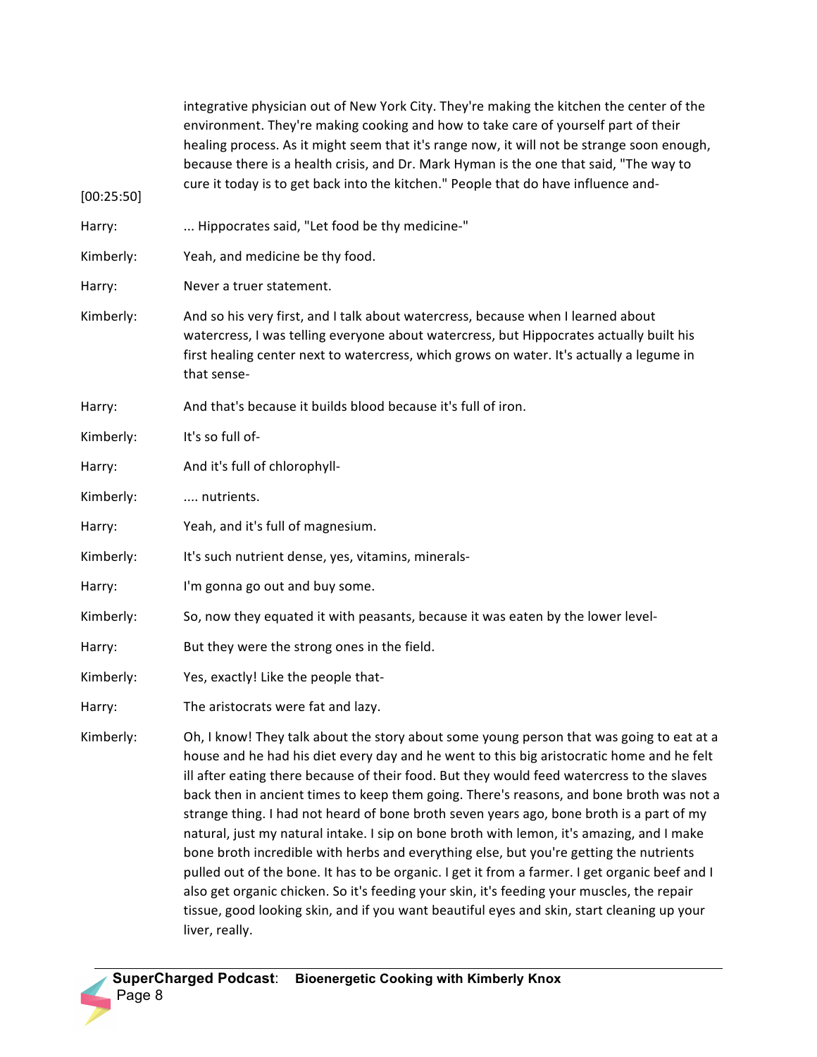integrative physician out of New York City. They're making the kitchen the center of the environment. They're making cooking and how to take care of yourself part of their healing process. As it might seem that it's range now, it will not be strange soon enough, because there is a health crisis, and Dr. Mark Hyman is the one that said, "The way to cure it today is to get back into the kitchen." People that do have influence and-

[00:25:50]

Harry: ... Hippocrates said, "Let food be thy medicine-"

Kimberly: Yeah, and medicine be thy food.

Harry: Never a truer statement.

Kimberly: And so his very first, and I talk about watercress, because when I learned about watercress, I was telling everyone about watercress, but Hippocrates actually built his first healing center next to watercress, which grows on water. It's actually a legume in that sense-

Harry: And that's because it builds blood because it's full of iron.

Kimberly: It's so full of-

Harry: And it's full of chlorophyll-

Kimberly: .... nutrients.

Harry: Yeah, and it's full of magnesium.

Kimberly: It's such nutrient dense, yes, vitamins, minerals-

Harry: I'm gonna go out and buy some.

Kimberly: So, now they equated it with peasants, because it was eaten by the lower level-

Harry: But they were the strong ones in the field.

Kimberly: Yes, exactly! Like the people that-

Harry: The aristocrats were fat and lazy.

Kimberly: Oh, I know! They talk about the story about some young person that was going to eat at a house and he had his diet every day and he went to this big aristocratic home and he felt ill after eating there because of their food. But they would feed watercress to the slaves back then in ancient times to keep them going. There's reasons, and bone broth was not a strange thing. I had not heard of bone broth seven years ago, bone broth is a part of my natural, just my natural intake. I sip on bone broth with lemon, it's amazing, and I make bone broth incredible with herbs and everything else, but you're getting the nutrients pulled out of the bone. It has to be organic. I get it from a farmer. I get organic beef and I also get organic chicken. So it's feeding your skin, it's feeding your muscles, the repair tissue, good looking skin, and if you want beautiful eyes and skin, start cleaning up your liver, really.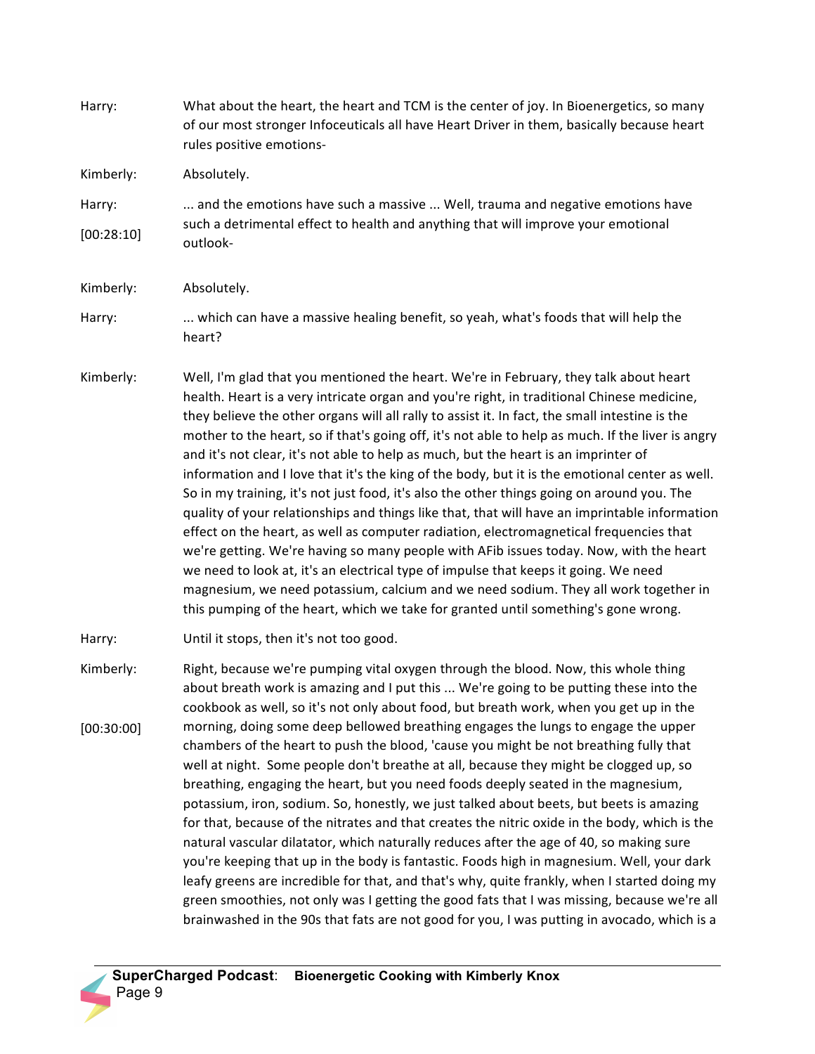**Harry:** What about the heart, the heart and TCM is the center of joy. In Bioenergetics, so many of our most stronger Infoceuticals all have Heart Driver in them, basically because heart rules positive emotions-

**Kimberly:** Absolutely.

**Harry:** [00:28:10] ... and the emotions have such a massive ... Well, trauma and negative emotions have such a detrimental effect to health and anything that will improve your emotional outlook-

**Kimberly:** Absolutely.

**Harry:** ... which can have a massive healing benefit, so yeah, what's foods that will help the heart?

**Kimberly:** Well, I'm glad that you mentioned the heart. We're in February, they talk about heart health. Heart is a very intricate organ and you're right, in traditional Chinese medicine, they believe the other organs will all rally to assist it. In fact, the small intestine is the mother to the heart, so if that's going off, it's not able to help as much. If the liver is angry and it's not clear, it's not able to help as much, but the heart is an imprinter of information and I love that it's the king of the body, but it is the emotional center as well. So in my training, it's not just food, it's also the other things going on around you. The quality of your relationships and things like that, that will have an imprintable information effect on the heart, as well as computer radiation, electromagnetical frequencies that we're getting. We're having so many people with AFib issues today. Now, with the heart we need to look at, it's an electrical type of impulse that keeps it going. We need magnesium, we need potassium, calcium and we need sodium. They all work together in this pumping of the heart, which we take for granted until something's gone wrong.

**Harry:** Until it stops, then it's not too good.

**Kimberly:** [00:30:00] Right, because we're pumping vital oxygen through the blood. Now, this whole thing about breath work is amazing and I put this ... We're going to be putting these into the cookbook as well, so it's not only about food, but breath work, when you get up in the morning, doing some deep bellowed breathing engages the lungs to engage the upper chambers of the heart to push the blood, 'cause you might be not breathing fully that well at night. Some people don't breathe at all, because they might be clogged up, so breathing, engaging the heart, but you need foods deeply seated in the magnesium, potassium, iron, sodium. So, honestly, we just talked about beets, but beets is amazing for that, because of the nitrates and that creates the nitric oxide in the body, which is the natural vascular dilatator, which naturally reduces after the age of 40, so making sure you're keeping that up in the body is fantastic. Foods high in magnesium. Well, your dark leafy greens are incredible for that, and that's why, quite frankly, when I started doing my green smoothies, not only was I getting the good fats that I was missing, because we're all brainwashed in the 90s that fats are not good for you, I was putting in avocado, which is a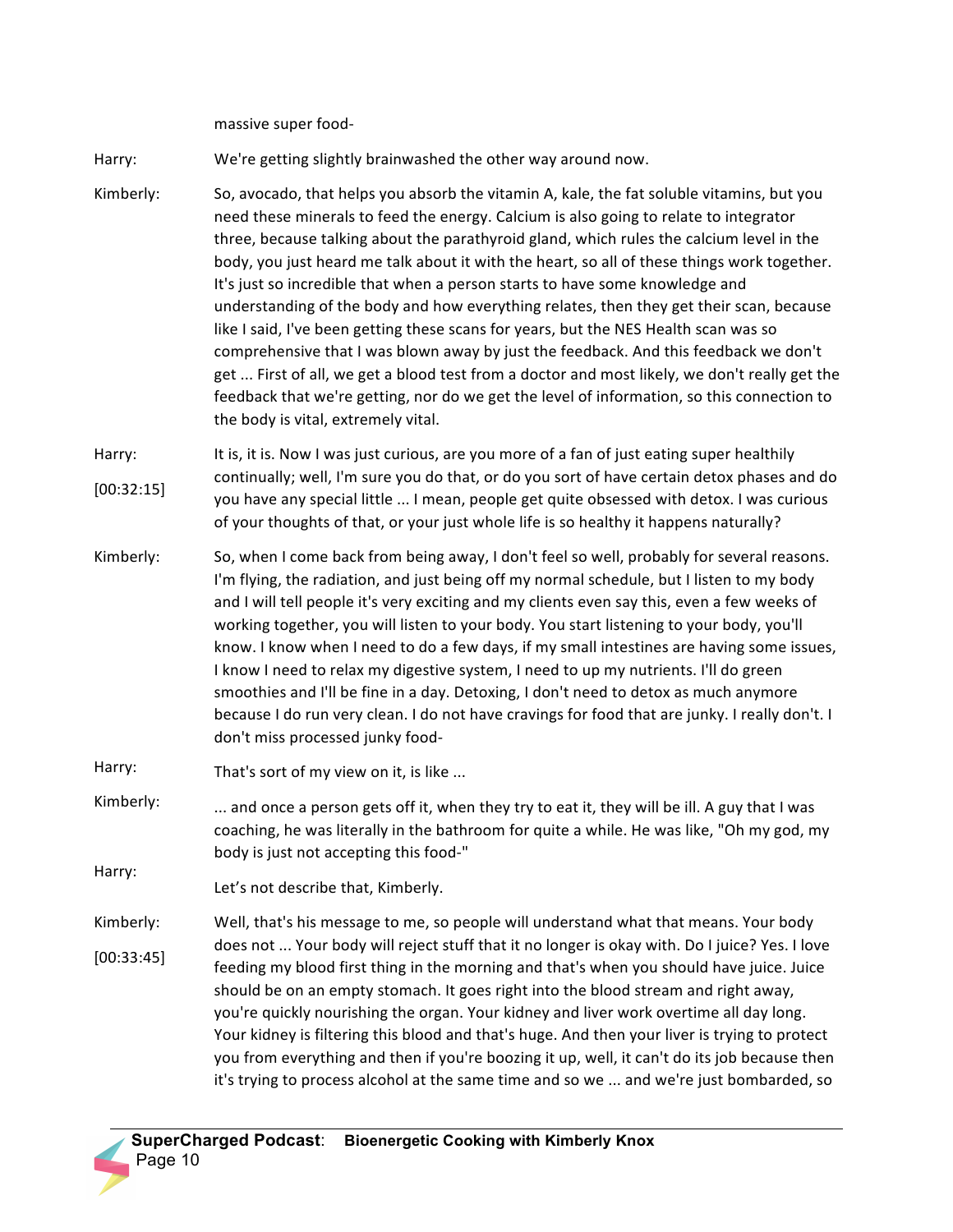massive super food-

Harry: We're getting slightly brainwashed the other way around now.

Kimberly: So, avocado, that helps you absorb the vitamin A, kale, the fat soluble vitamins, but you need these minerals to feed the energy. Calcium is also going to relate to integrator three, because talking about the parathyroid gland, which rules the calcium level in the body, you just heard me talk about it with the heart, so all of these things work together. It's just so incredible that when a person starts to have some knowledge and understanding of the body and how everything relates, then they get their scan, because like I said, I've been getting these scans for years, but the NES Health scan was so comprehensive that I was blown away by just the feedback. And this feedback we don't get ... First of all, we get a blood test from a doctor and most likely, we don't really get the feedback that we're getting, nor do we get the level of information, so this connection to the body is vital, extremely vital.

Harry: [00:32:15] It is, it is. Now I was just curious, are you more of a fan of just eating super healthily continually; well, I'm sure you do that, or do you sort of have certain detox phases and do you have any special little ... I mean, people get quite obsessed with detox. I was curious of your thoughts of that, or your just whole life is so healthy it happens naturally?

Kimberly: So, when I come back from being away, I don't feel so well, probably for several reasons. I'm flying, the radiation, and just being off my normal schedule, but I listen to my body and I will tell people it's very exciting and my clients even say this, even a few weeks of working together, you will listen to your body. You start listening to your body, you'll know. I know when I need to do a few days, if my small intestines are having some issues, I know I need to relax my digestive system, I need to up my nutrients. I'll do green smoothies and I'll be fine in a day. Detoxing, I don't need to detox as much anymore because I do run very clean. I do not have cravings for food that are junky. I really don't. I don't miss processed junky food-

Harry: That's sort of my view on it, is like ...

Kimberly: ... and once a person gets off it, when they try to eat it, they will be ill. A guy that I was coaching, he was literally in the bathroom for quite a while. He was like, "Oh my god, my body is just not accepting this food-"

Harry: Let's not describe that, Kimberly.

Kimberly: [00:33:45] Well, that's his message to me, so people will understand what that means. Your body does not ... Your body will reject stuff that it no longer is okay with. Do I juice? Yes. I love feeding my blood first thing in the morning and that's when you should have juice. Juice should be on an empty stomach. It goes right into the blood stream and right away, you're quickly nourishing the organ. Your kidney and liver work overtime all day long. Your kidney is filtering this blood and that's huge. And then your liver is trying to protect you from everything and then if you're boozing it up, well, it can't do its job because then it's trying to process alcohol at the same time and so we ... and we're just bombarded, so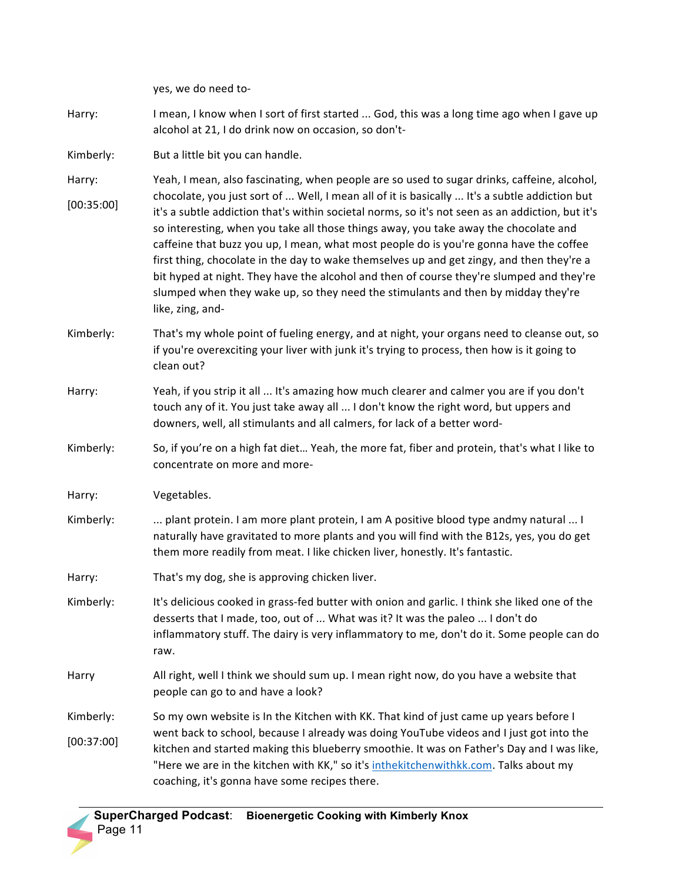yes, we do need to-

Harry: I mean, I know when I sort of first started ... God, this was a long time ago when I gave up alcohol at 21, I do drink now on occasion, so don't-

Kimberly: But a little bit you can handle.

Harry: Yeah, I mean, also fascinating, when people are so used to sugar drinks, caffeine, alcohol, chocolate, you just sort of ... Well, I mean all of it is basically ... It's a subtle addiction but it's a subtle addiction that's within societal norms, so it's not seen as an addiction, but it's so interesting, when you take all those things away, you take away the chocolate and caffeine that buzz you up, I mean, what most people do is you're gonna have the coffee first thing, chocolate in the day to wake themselves up and get zingy, and then they're a bit hyped at night. They have the alcohol and then of course they're slumped and they're slumped when they wake up, so they need the stimulants and then by midday they're like, zing, and-

[00:35:00]

Kimberly: That's my whole point of fueling energy, and at night, your organs need to cleanse out, so if you're overexciting your liver with junk it's trying to process, then how is it going to clean out?

Harry: Yeah, if you strip it all ... It's amazing how much clearer and calmer you are if you don't touch any of it. You just take away all ... I don't know the right word, but uppers and downers, well, all stimulants and all calmers, for lack of a better word-

Kimberly: So, if you're on a high fat diet… Yeah, the more fat, fiber and protein, that's what I like to concentrate on more and more-

Harry: Vegetables.

Kimberly: ... plant protein. I am more plant protein, I am A positive blood type andmy natural ... I naturally have gravitated to more plants and you will find with the B12s, yes, you do get them more readily from meat. I like chicken liver, honestly. It's fantastic.

Harry: That's my dog, she is approving chicken liver.

Kimberly: It's delicious cooked in grass-fed butter with onion and garlic. I think she liked one of the desserts that I made, too, out of ... What was it? It was the paleo ... I don't do inflammatory stuff. The dairy is very inflammatory to me, don't do it. Some people can do raw.

Harry: All right, well I think we should sum up. I mean right now, do you have a website that people can go to and have a look?

Kimberly: So my own website is In the Kitchen with KK. That kind of just came up years before I went back to school, because I already was doing YouTube videos and I just got into the kitchen and started making this blueberry smoothie. It was on Father's Day and I was like, "Here we are in the kitchen with KK," so it's inthekitchenwithkk.com. Talks about my coaching, it's gonna have some recipes there.

[00:37:00]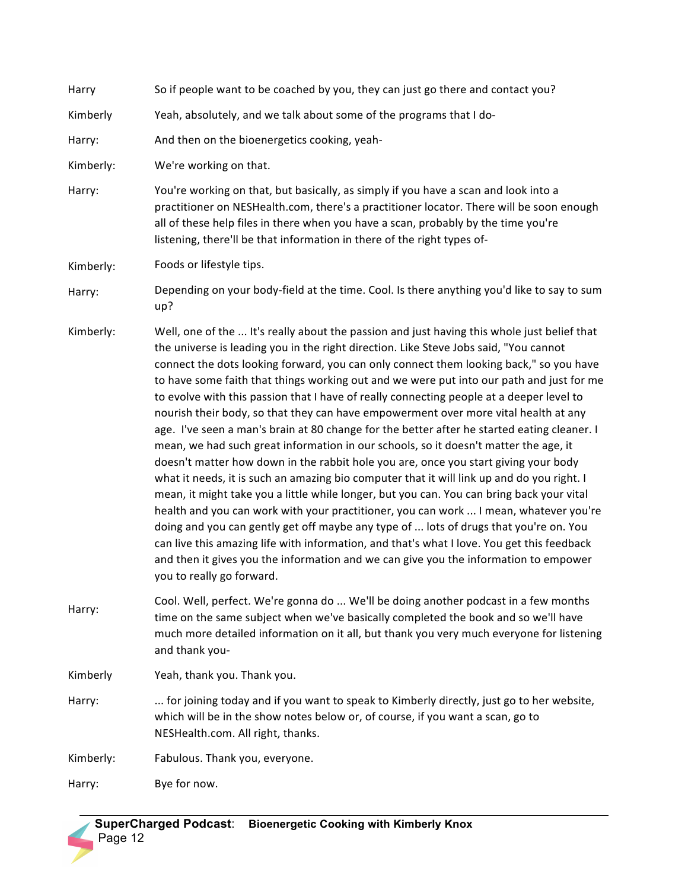Harry So if people want to be coached by you, they can just go there and contact you?

Kimberly Yeah, absolutely, and we talk about some of the programs that I do-

Harry: And then on the bioenergetics cooking, yeah-

Kimberly: We're working on that.

Harry: You're working on that, but basically, as simply if you have a scan and look into a practitioner on NESHealth.com, there's a practitioner locator. There will be soon enough all of these help files in there when you have a scan, probably by the time you're listening, there'll be that information in there of the right types of-

Kimberly: Foods or lifestyle tips.

Harry: Depending on your body-field at the time. Cool. Is there anything you'd like to say to sum up?

Kimberly: Well, one of the ... It's really about the passion and just having this whole just belief that the universe is leading you in the right direction. Like Steve Jobs said, "You cannot connect the dots looking forward, you can only connect them looking back," so you have to have some faith that things working out and we were put into our path and just for me to evolve with this passion that I have of really connecting people at a deeper level to nourish their body, so that they can have empowerment over more vital health at any age. I've seen a man's brain at 80 change for the better after he started eating cleaner. I mean, we had such great information in our schools, so it doesn't matter the age, it doesn't matter how down in the rabbit hole you are, once you start giving your body what it needs, it is such an amazing bio computer that it will link up and do you right. I mean, it might take you a little while longer, but you can. You can bring back your vital health and you can work with your practitioner, you can work ... I mean, whatever you're doing and you can gently get off maybe any type of ... lots of drugs that you're on. You can live this amazing life with information, and that's what I love. You get this feedback and then it gives you the information and we can give you the information to empower you to really go forward.

Harry: Cool. Well, perfect. We're gonna do ... We'll be doing another podcast in a few months time on the same subject when we've basically completed the book and so we'll have much more detailed information on it all, but thank you very much everyone for listening and thank you-

Kimberly Yeah, thank you. Thank you.

Harry: ... for joining today and if you want to speak to Kimberly directly, just go to her website, which will be in the show notes below or, of course, if you want a scan, go to NESHealth.com. All right, thanks.

Kimberly: Fabulous. Thank you, everyone.

Harry: Bye for now.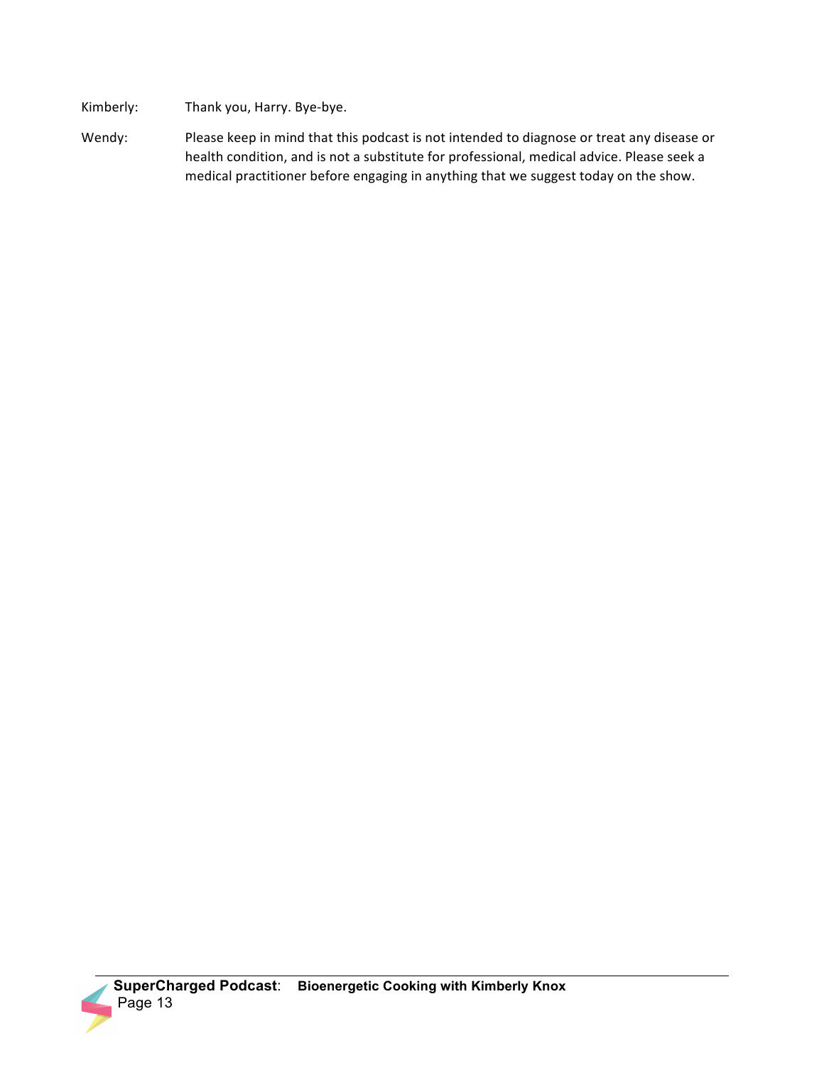Kimberly: Thank you, Harry. Bye-bye.

Wendy: Please keep in mind that this podcast is not intended to diagnose or treat any disease or health condition, and is not a substitute for professional, medical advice. Please seek a medical practitioner before engaging in anything that we suggest today on the show.